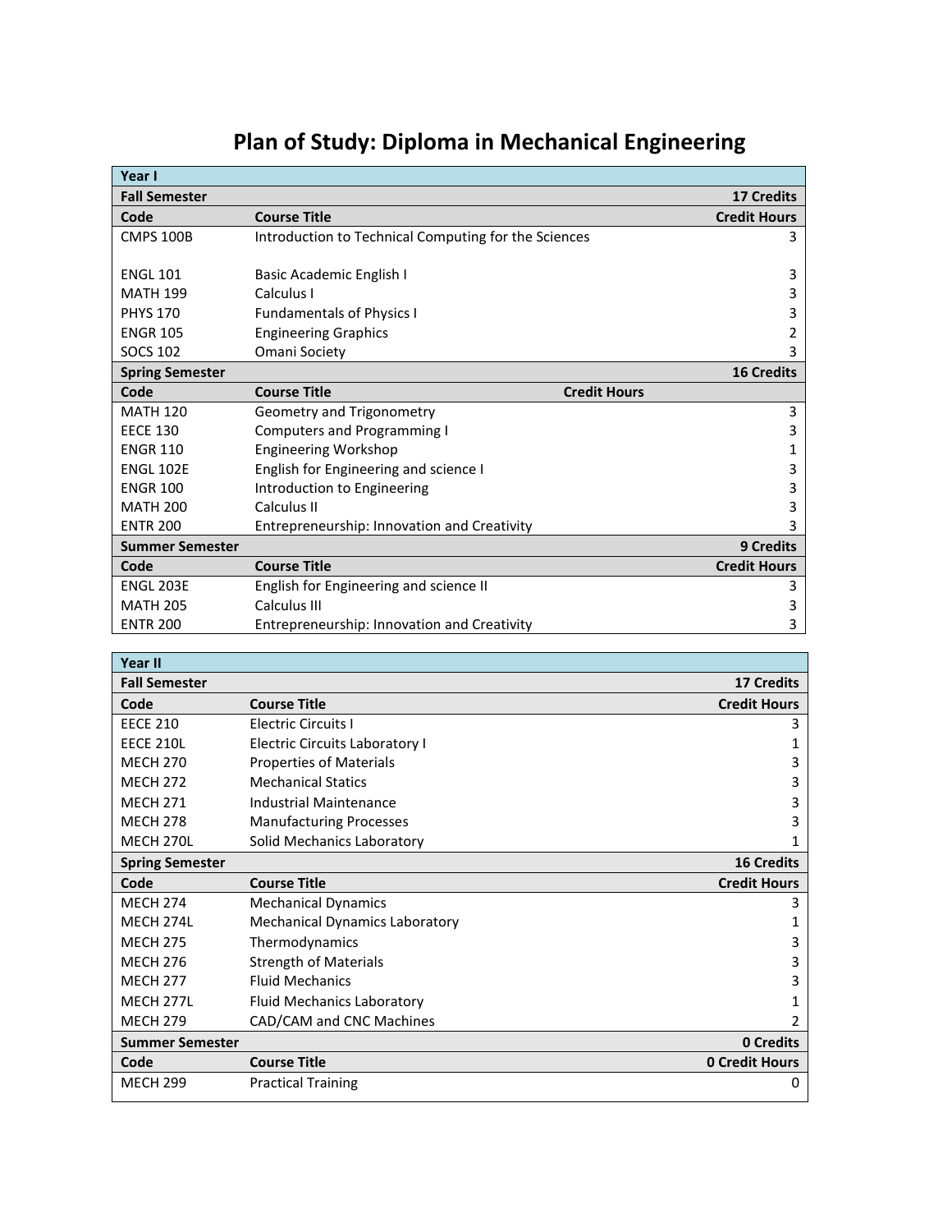# Plan of Study: Diploma in Mechanical Engineering

| Year I | | |
|---|---|---|
| **Fall Semester** | | **17 Credits** |
| **Code** | **Course Title** | **Credit Hours** |
| CMPS 100B | Introduction to Technical Computing for the Sciences | 3 |
| ENGL 101 | Basic Academic English I | 3 |
| MATH 199 | Calculus I | 3 |
| PHYS 170 | Fundamentals of Physics I | 3 |
| ENGR 105 | Engineering Graphics | 2 |
| SOCS 102 | Omani Society | 3 |
| **Spring Semester** | | **16 Credits** |
| **Code** | **Course Title** | **Credit Hours** |
| MATH 120 | Geometry and Trigonometry | 3 |
| EECE 130 | Computers and Programming I | 3 |
| ENGR 110 | Engineering Workshop | 1 |
| ENGL 102E | English for Engineering and science I | 3 |
| ENGR 100 | Introduction to Engineering | 3 |
| MATH 200 | Calculus II | 3 |
| ENTR 200 | Entrepreneurship: Innovation and Creativity | 3 |
| **Summer Semester** | | **9 Credits** |
| **Code** | **Course Title** | **Credit Hours** |
| ENGL 203E | English for Engineering and science II | 3 |
| MATH 205 | Calculus III | 3 |
| ENTR 200 | Entrepreneurship: Innovation and Creativity | 3 |

| Year II | | |
|---|---|---|
| **Fall Semester** | | **17 Credits** |
| **Code** | **Course Title** | **Credit Hours** |
| EECE 210 | Electric Circuits I | 3 |
| EECE 210L | Electric Circuits Laboratory I | 1 |
| MECH 270 | Properties of Materials | 3 |
| MECH 272 | Mechanical Statics | 3 |
| MECH 271 | Industrial Maintenance | 3 |
| MECH 278 | Manufacturing Processes | 3 |
| MECH 270L | Solid Mechanics Laboratory | 1 |
| **Spring Semester** | | **16 Credits** |
| **Code** | **Course Title** | **Credit Hours** |
| MECH 274 | Mechanical Dynamics | 3 |
| MECH 274L | Mechanical Dynamics Laboratory | 1 |
| MECH 275 | Thermodynamics | 3 |
| MECH 276 | Strength of Materials | 3 |
| MECH 277 | Fluid Mechanics | 3 |
| MECH 277L | Fluid Mechanics Laboratory | 1 |
| MECH 279 | CAD/CAM and CNC Machines | 2 |
| **Summer Semester** | | **0 Credits** |
| **Code** | **Course Title** | **0 Credit Hours** |
| MECH 299 | Practical Training | 0 |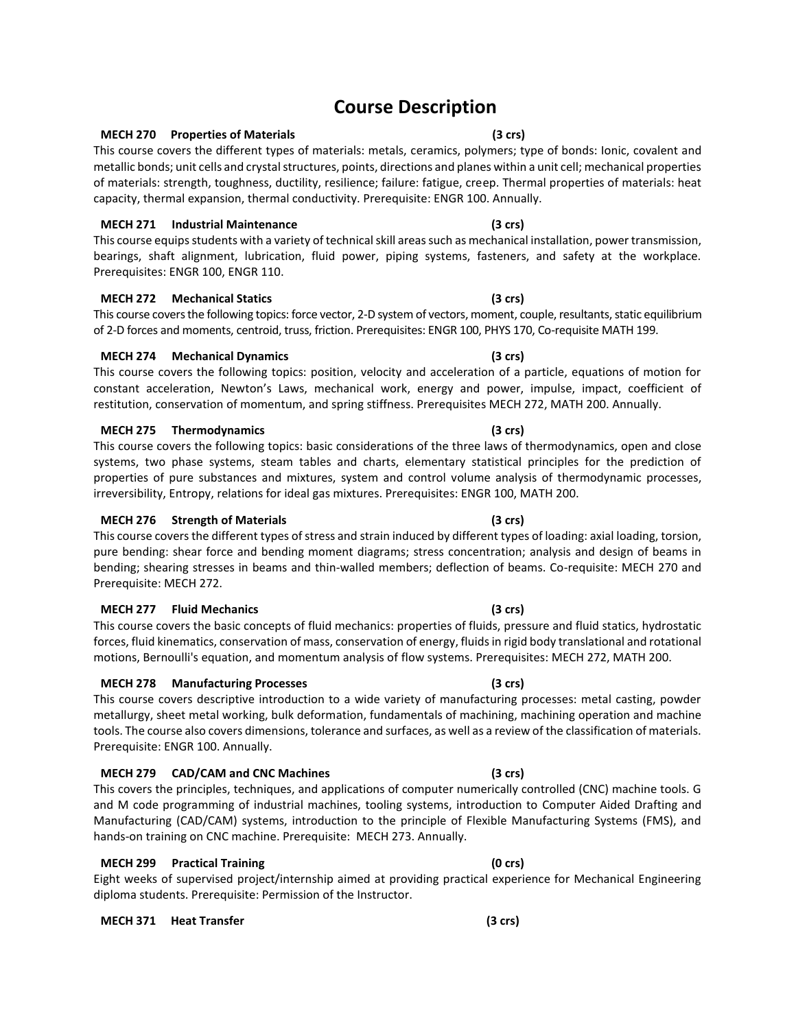# Course Description

**MECH 270 Properties of Materials (3 crs)**

This course covers the different types of materials: metals, ceramics, polymers; type of bonds: Ionic, covalent and metallic bonds; unit cells and crystal structures, points, directions and planes within a unit cell; mechanical properties of materials: strength, toughness, ductility, resilience; failure: fatigue, creep. Thermal properties of materials: heat capacity, thermal expansion, thermal conductivity. Prerequisite: ENGR 100. Annually.

**MECH 271 Industrial Maintenance (3 crs)**

This course equips students with a variety of technical skill areas such as mechanical installation, power transmission, bearings, shaft alignment, lubrication, fluid power, piping systems, fasteners, and safety at the workplace. Prerequisites: ENGR 100, ENGR 110.

**MECH 272 Mechanical Statics (3 crs)**

This course covers the following topics: force vector, 2-D system of vectors, moment, couple, resultants, static equilibrium of 2-D forces and moments, centroid, truss, friction. Prerequisites: ENGR 100, PHYS 170, Co-requisite MATH 199.

**MECH 274 Mechanical Dynamics (3 crs)**

This course covers the following topics: position, velocity and acceleration of a particle, equations of motion for constant acceleration, Newton's Laws, mechanical work, energy and power, impulse, impact, coefficient of restitution, conservation of momentum, and spring stiffness. Prerequisites MECH 272, MATH 200. Annually.

**MECH 275 Thermodynamics (3 crs)**

This course covers the following topics: basic considerations of the three laws of thermodynamics, open and close systems, two phase systems, steam tables and charts, elementary statistical principles for the prediction of properties of pure substances and mixtures, system and control volume analysis of thermodynamic processes, irreversibility, Entropy, relations for ideal gas mixtures. Prerequisites: ENGR 100, MATH 200.

**MECH 276 Strength of Materials (3 crs)**

This course covers the different types of stress and strain induced by different types of loading: axial loading, torsion, pure bending: shear force and bending moment diagrams; stress concentration; analysis and design of beams in bending; shearing stresses in beams and thin-walled members; deflection of beams. Co-requisite: MECH 270 and Prerequisite: MECH 272.

**MECH 277 Fluid Mechanics (3 crs)**

This course covers the basic concepts of fluid mechanics: properties of fluids, pressure and fluid statics, hydrostatic forces, fluid kinematics, conservation of mass, conservation of energy, fluids in rigid body translational and rotational motions, Bernoulli's equation, and momentum analysis of flow systems. Prerequisites: MECH 272, MATH 200.

**MECH 278 Manufacturing Processes (3 crs)**

This course covers descriptive introduction to a wide variety of manufacturing processes: metal casting, powder metallurgy, sheet metal working, bulk deformation, fundamentals of machining, machining operation and machine tools. The course also covers dimensions, tolerance and surfaces, as well as a review of the classification of materials. Prerequisite: ENGR 100. Annually.

**MECH 279 CAD/CAM and CNC Machines (3 crs)**

This covers the principles, techniques, and applications of computer numerically controlled (CNC) machine tools. G and M code programming of industrial machines, tooling systems, introduction to Computer Aided Drafting and Manufacturing (CAD/CAM) systems, introduction to the principle of Flexible Manufacturing Systems (FMS), and hands-on training on CNC machine. Prerequisite: MECH 273. Annually.

**MECH 299 Practical Training (0 crs)**

Eight weeks of supervised project/internship aimed at providing practical experience for Mechanical Engineering diploma students. Prerequisite: Permission of the Instructor.

**MECH 371 Heat Transfer (3 crs)**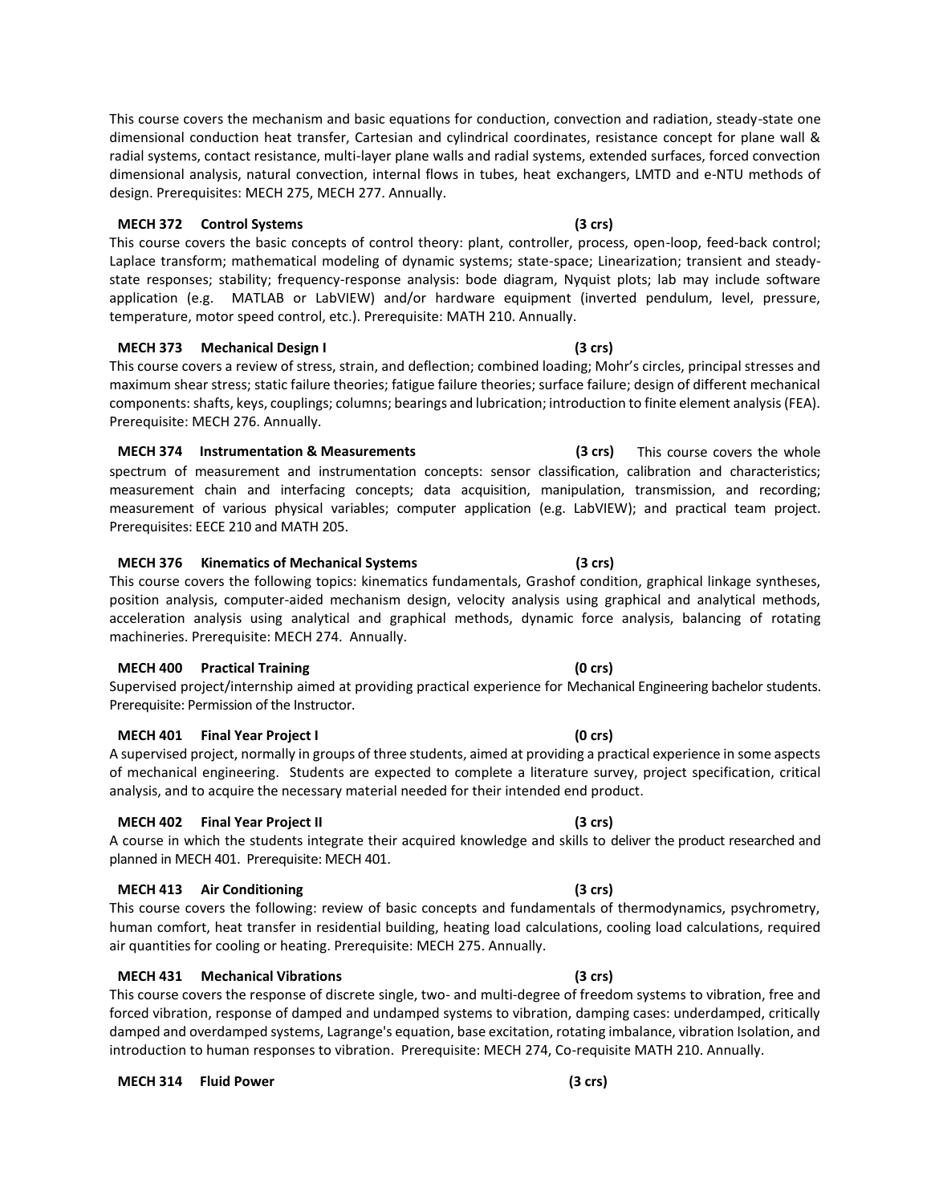This course covers the mechanism and basic equations for conduction, convection and radiation, steady-state one dimensional conduction heat transfer, Cartesian and cylindrical coordinates, resistance concept for plane wall & radial systems, contact resistance, multi-layer plane walls and radial systems, extended surfaces, forced convection dimensional analysis, natural convection, internal flows in tubes, heat exchangers, LMTD and e-NTU methods of design. Prerequisites: MECH 275, MECH 277. Annually.

**MECH 372 Control Systems (3 crs)**
This course covers the basic concepts of control theory: plant, controller, process, open-loop, feed-back control; Laplace transform; mathematical modeling of dynamic systems; state-space; Linearization; transient and steady-state responses; stability; frequency-response analysis: bode diagram, Nyquist plots; lab may include software application (e.g. MATLAB or LabVIEW) and/or hardware equipment (inverted pendulum, level, pressure, temperature, motor speed control, etc.). Prerequisite: MATH 210. Annually.

**MECH 373 Mechanical Design I (3 crs)**
This course covers a review of stress, strain, and deflection; combined loading; Mohr's circles, principal stresses and maximum shear stress; static failure theories; fatigue failure theories; surface failure; design of different mechanical components: shafts, keys, couplings; columns; bearings and lubrication; introduction to finite element analysis (FEA). Prerequisite: MECH 276. Annually.

**MECH 374 Instrumentation & Measurements (3 crs)** This course covers the whole spectrum of measurement and instrumentation concepts: sensor classification, calibration and characteristics; measurement chain and interfacing concepts; data acquisition, manipulation, transmission, and recording; measurement of various physical variables; computer application (e.g. LabVIEW); and practical team project. Prerequisites: EECE 210 and MATH 205.

**MECH 376 Kinematics of Mechanical Systems (3 crs)**
This course covers the following topics: kinematics fundamentals, Grashof condition, graphical linkage syntheses, position analysis, computer-aided mechanism design, velocity analysis using graphical and analytical methods, acceleration analysis using analytical and graphical methods, dynamic force analysis, balancing of rotating machineries. Prerequisite: MECH 274. Annually.

**MECH 400 Practical Training (0 crs)**
Supervised project/internship aimed at providing practical experience for Mechanical Engineering bachelor students. Prerequisite: Permission of the Instructor.

**MECH 401 Final Year Project I (0 crs)**
A supervised project, normally in groups of three students, aimed at providing a practical experience in some aspects of mechanical engineering. Students are expected to complete a literature survey, project specification, critical analysis, and to acquire the necessary material needed for their intended end product.

**MECH 402 Final Year Project II (3 crs)**
A course in which the students integrate their acquired knowledge and skills to deliver the product researched and planned in MECH 401. Prerequisite: MECH 401.

**MECH 413 Air Conditioning (3 crs)**
This course covers the following: review of basic concepts and fundamentals of thermodynamics, psychrometry, human comfort, heat transfer in residential building, heating load calculations, cooling load calculations, required air quantities for cooling or heating. Prerequisite: MECH 275. Annually.

**MECH 431 Mechanical Vibrations (3 crs)**
This course covers the response of discrete single, two- and multi-degree of freedom systems to vibration, free and forced vibration, response of damped and undamped systems to vibration, damping cases: underdamped, critically damped and overdamped systems, Lagrange's equation, base excitation, rotating imbalance, vibration Isolation, and introduction to human responses to vibration. Prerequisite: MECH 274, Co-requisite MATH 210. Annually.

**MECH 314 Fluid Power (3 crs)**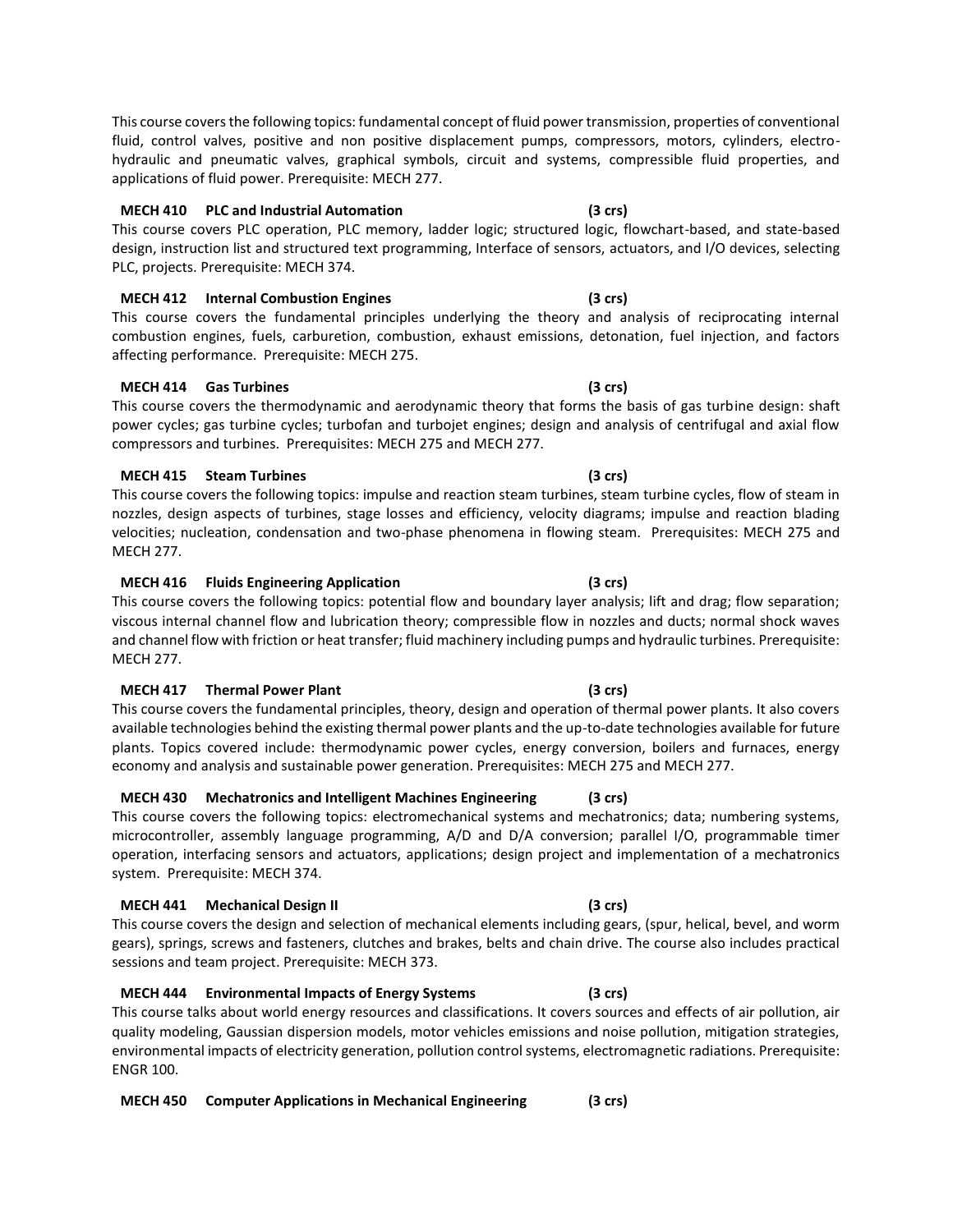This course covers the following topics: fundamental concept of fluid power transmission, properties of conventional fluid, control valves, positive and non positive displacement pumps, compressors, motors, cylinders, electro-hydraulic and pneumatic valves, graphical symbols, circuit and systems, compressible fluid properties, and applications of fluid power. Prerequisite: MECH 277.

**MECH 410 PLC and Industrial Automation (3 crs)**

This course covers PLC operation, PLC memory, ladder logic; structured logic, flowchart-based, and state-based design, instruction list and structured text programming, Interface of sensors, actuators, and I/O devices, selecting PLC, projects. Prerequisite: MECH 374.

**MECH 412 Internal Combustion Engines (3 crs)**

This course covers the fundamental principles underlying the theory and analysis of reciprocating internal combustion engines, fuels, carburetion, combustion, exhaust emissions, detonation, fuel injection, and factors affecting performance. Prerequisite: MECH 275.

**MECH 414 Gas Turbines (3 crs)**

This course covers the thermodynamic and aerodynamic theory that forms the basis of gas turbine design: shaft power cycles; gas turbine cycles; turbofan and turbojet engines; design and analysis of centrifugal and axial flow compressors and turbines. Prerequisites: MECH 275 and MECH 277.

**MECH 415 Steam Turbines (3 crs)**

This course covers the following topics: impulse and reaction steam turbines, steam turbine cycles, flow of steam in nozzles, design aspects of turbines, stage losses and efficiency, velocity diagrams; impulse and reaction blading velocities; nucleation, condensation and two-phase phenomena in flowing steam. Prerequisites: MECH 275 and MECH 277.

**MECH 416 Fluids Engineering Application (3 crs)**

This course covers the following topics: potential flow and boundary layer analysis; lift and drag; flow separation; viscous internal channel flow and lubrication theory; compressible flow in nozzles and ducts; normal shock waves and channel flow with friction or heat transfer; fluid machinery including pumps and hydraulic turbines. Prerequisite: MECH 277.

**MECH 417 Thermal Power Plant (3 crs)**

This course covers the fundamental principles, theory, design and operation of thermal power plants. It also covers available technologies behind the existing thermal power plants and the up-to-date technologies available for future plants. Topics covered include: thermodynamic power cycles, energy conversion, boilers and furnaces, energy economy and analysis and sustainable power generation. Prerequisites: MECH 275 and MECH 277.

**MECH 430 Mechatronics and Intelligent Machines Engineering (3 crs)**

This course covers the following topics: electromechanical systems and mechatronics; data; numbering systems, microcontroller, assembly language programming, A/D and D/A conversion; parallel I/O, programmable timer operation, interfacing sensors and actuators, applications; design project and implementation of a mechatronics system. Prerequisite: MECH 374.

**MECH 441 Mechanical Design II (3 crs)**

This course covers the design and selection of mechanical elements including gears, (spur, helical, bevel, and worm gears), springs, screws and fasteners, clutches and brakes, belts and chain drive. The course also includes practical sessions and team project. Prerequisite: MECH 373.

**MECH 444 Environmental Impacts of Energy Systems (3 crs)**

This course talks about world energy resources and classifications. It covers sources and effects of air pollution, air quality modeling, Gaussian dispersion models, motor vehicles emissions and noise pollution, mitigation strategies, environmental impacts of electricity generation, pollution control systems, electromagnetic radiations. Prerequisite: ENGR 100.

**MECH 450 Computer Applications in Mechanical Engineering (3 crs)**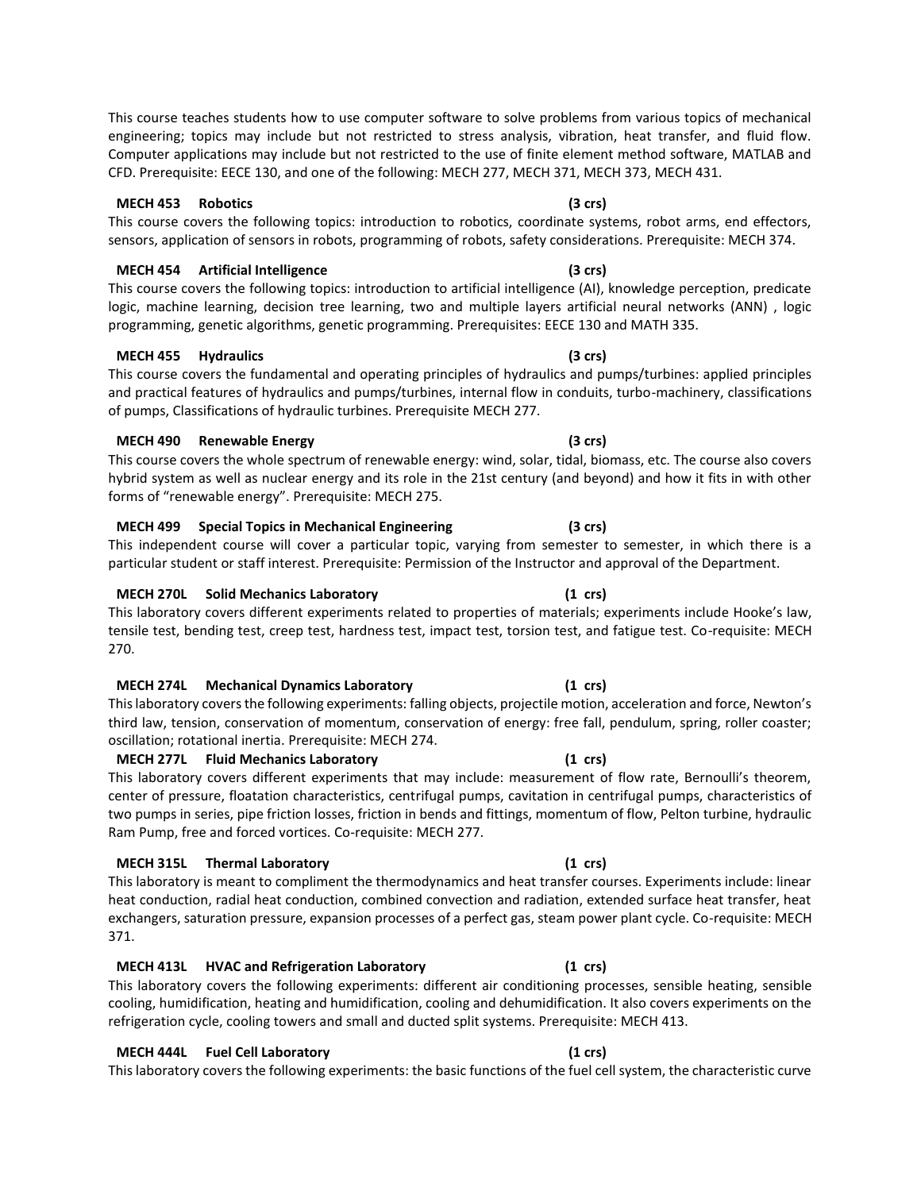This course teaches students how to use computer software to solve problems from various topics of mechanical engineering; topics may include but not restricted to stress analysis, vibration, heat transfer, and fluid flow. Computer applications may include but not restricted to the use of finite element method software, MATLAB and CFD. Prerequisite: EECE 130, and one of the following: MECH 277, MECH 371, MECH 373, MECH 431.

**MECH 453 Robotics (3 crs)**
This course covers the following topics: introduction to robotics, coordinate systems, robot arms, end effectors, sensors, application of sensors in robots, programming of robots, safety considerations. Prerequisite: MECH 374.

**MECH 454 Artificial Intelligence (3 crs)**
This course covers the following topics: introduction to artificial intelligence (AI), knowledge perception, predicate logic, machine learning, decision tree learning, two and multiple layers artificial neural networks (ANN) , logic programming, genetic algorithms, genetic programming. Prerequisites: EECE 130 and MATH 335.

**MECH 455 Hydraulics (3 crs)**
This course covers the fundamental and operating principles of hydraulics and pumps/turbines: applied principles and practical features of hydraulics and pumps/turbines, internal flow in conduits, turbo-machinery, classifications of pumps, Classifications of hydraulic turbines. Prerequisite MECH 277.

**MECH 490 Renewable Energy (3 crs)**
This course covers the whole spectrum of renewable energy: wind, solar, tidal, biomass, etc. The course also covers hybrid system as well as nuclear energy and its role in the 21st century (and beyond) and how it fits in with other forms of "renewable energy". Prerequisite: MECH 275.

**MECH 499 Special Topics in Mechanical Engineering (3 crs)**
This independent course will cover a particular topic, varying from semester to semester, in which there is a particular student or staff interest. Prerequisite: Permission of the Instructor and approval of the Department.

**MECH 270L Solid Mechanics Laboratory (1 crs)**
This laboratory covers different experiments related to properties of materials; experiments include Hooke's law, tensile test, bending test, creep test, hardness test, impact test, torsion test, and fatigue test. Co-requisite: MECH 270.

**MECH 274L Mechanical Dynamics Laboratory (1 crs)**
This laboratory covers the following experiments: falling objects, projectile motion, acceleration and force, Newton's third law, tension, conservation of momentum, conservation of energy: free fall, pendulum, spring, roller coaster; oscillation; rotational inertia. Prerequisite: MECH 274.

**MECH 277L Fluid Mechanics Laboratory (1 crs)**
This laboratory covers different experiments that may include: measurement of flow rate, Bernoulli's theorem, center of pressure, floatation characteristics, centrifugal pumps, cavitation in centrifugal pumps, characteristics of two pumps in series, pipe friction losses, friction in bends and fittings, momentum of flow, Pelton turbine, hydraulic Ram Pump, free and forced vortices. Co-requisite: MECH 277.

**MECH 315L Thermal Laboratory (1 crs)**
This laboratory is meant to compliment the thermodynamics and heat transfer courses. Experiments include: linear heat conduction, radial heat conduction, combined convection and radiation, extended surface heat transfer, heat exchangers, saturation pressure, expansion processes of a perfect gas, steam power plant cycle. Co-requisite: MECH 371.

**MECH 413L HVAC and Refrigeration Laboratory (1 crs)**
This laboratory covers the following experiments: different air conditioning processes, sensible heating, sensible cooling, humidification, heating and humidification, cooling and dehumidification. It also covers experiments on the refrigeration cycle, cooling towers and small and ducted split systems. Prerequisite: MECH 413.

**MECH 444L Fuel Cell Laboratory (1 crs)**
This laboratory covers the following experiments: the basic functions of the fuel cell system, the characteristic curve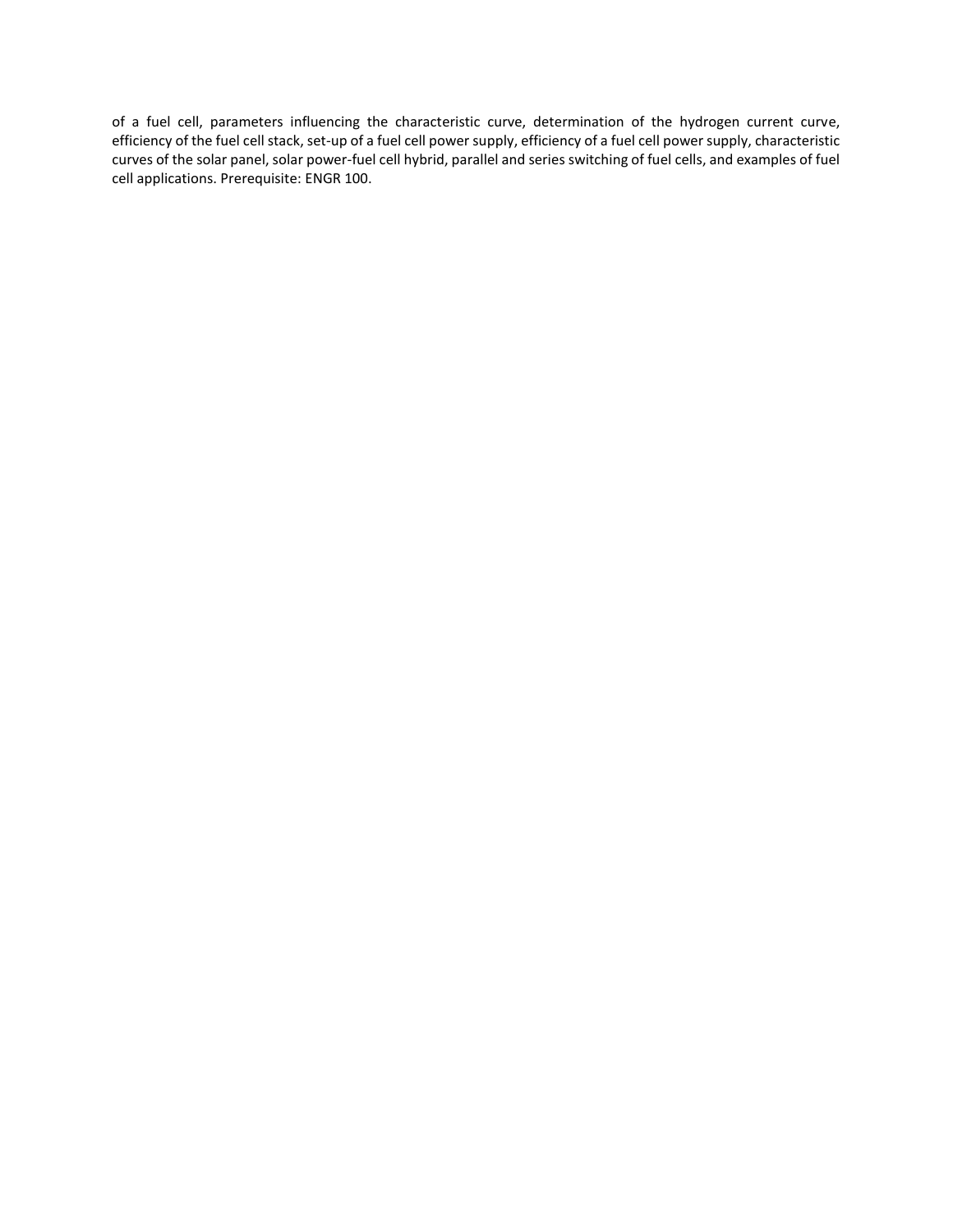of a fuel cell, parameters influencing the characteristic curve, determination of the hydrogen current curve, efficiency of the fuel cell stack, set-up of a fuel cell power supply, efficiency of a fuel cell power supply, characteristic curves of the solar panel, solar power-fuel cell hybrid, parallel and series switching of fuel cells, and examples of fuel cell applications. Prerequisite: ENGR 100.